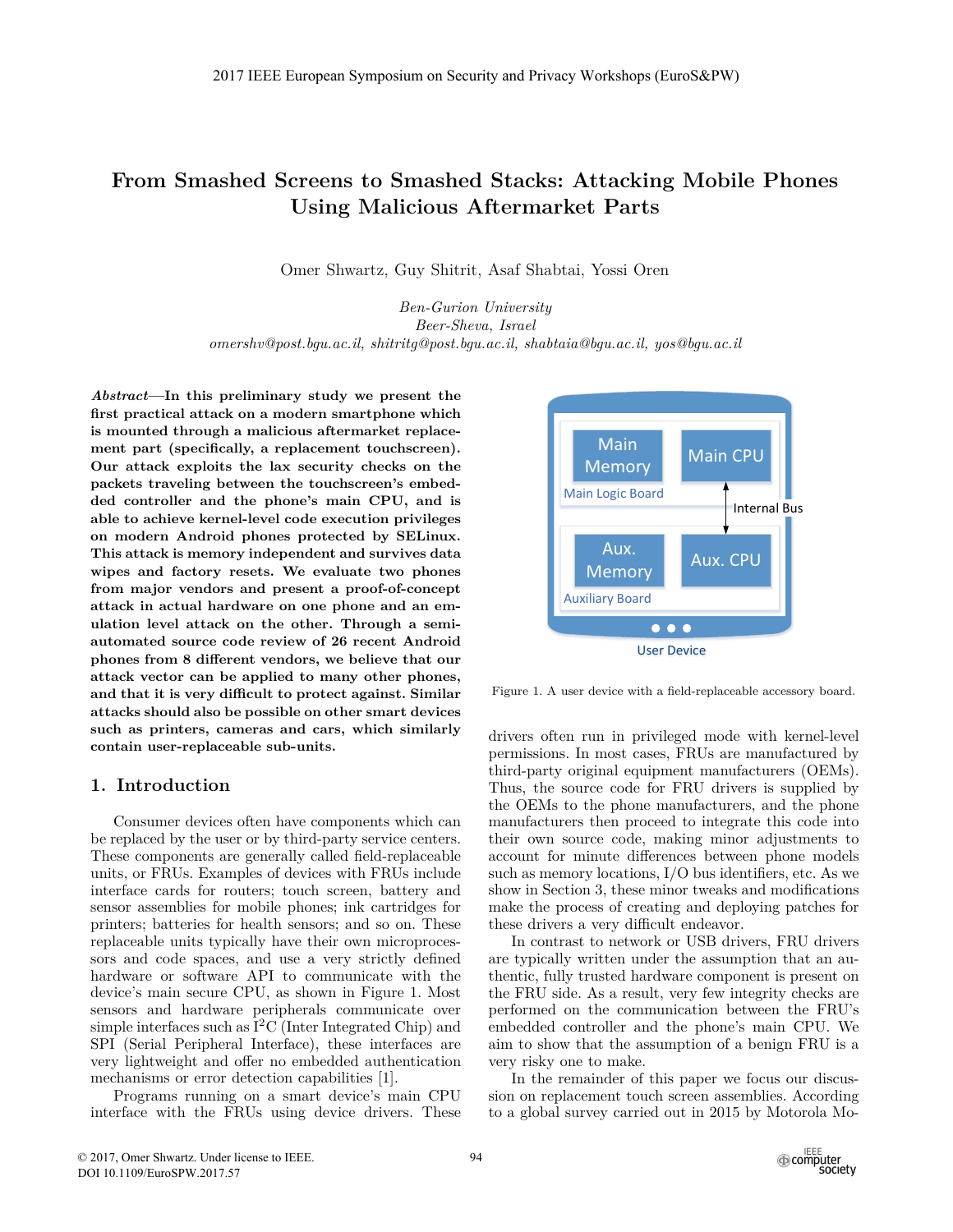# From Smashed Screens to Smashed Stacks: Attacking Mobile Phones Using Malicious Aftermarket Parts

Omer Shwartz, Guy Shitrit, Asaf Shabtai, Yossi Oren

*Ben-Gurion University*
*Beer-Sheva, Israel*
*omershv@post.bgu.ac.il, shitritg@post.bgu.ac.il, shabtaia@bgu.ac.il, yos@bgu.ac.il*

***Abstract*—In this preliminary study we present the first practical attack on a modern smartphone which is mounted through a malicious aftermarket replacement part (specifically, a replacement touchscreen). Our attack exploits the lax security checks on the packets traveling between the touchscreen's embedded controller and the phone's main CPU, and is able to achieve kernel-level code execution privileges on modern Android phones protected by SELinux. This attack is memory independent and survives data wipes and factory resets. We evaluate two phones from major vendors and present a proof-of-concept attack in actual hardware on one phone and an emulation level attack on the other. Through a semi-automated source code review of 26 recent Android phones from 8 different vendors, we believe that our attack vector can be applied to many other phones, and that it is very difficult to protect against. Similar attacks should also be possible on other smart devices such as printers, cameras and cars, which similarly contain user-replaceable sub-units.**

## 1. Introduction

Consumer devices often have components which can be replaced by the user or by third-party service centers. These components are generally called field-replaceable units, or FRUs. Examples of devices with FRUs include interface cards for routers; touch screen, battery and sensor assemblies for mobile phones; ink cartridges for printers; batteries for health sensors; and so on. These replaceable units typically have their own microprocessors and code spaces, and use a very strictly defined hardware or software API to communicate with the device's main secure CPU, as shown in Figure 1. Most sensors and hardware peripherals communicate over simple interfaces such as $I^2C$ (Inter Integrated Chip) and SPI (Serial Peripheral Interface), these interfaces are very lightweight and offer no embedded authentication mechanisms or error detection capabilities [1].

Programs running on a smart device's main CPU interface with the FRUs using device drivers. These drivers often run in privileged mode with kernel-level permissions. In most cases, FRUs are manufactured by third-party original equipment manufacturers (OEMs). Thus, the source code for FRU drivers is supplied by the OEMs to the phone manufacturers, and the phone manufacturers then proceed to integrate this code into their own source code, making minor adjustments to account for minute differences between phone models such as memory locations, I/O bus identifiers, etc. As we show in Section 3, these minor tweaks and modifications make the process of creating and deploying patches for these drivers a very difficult endeavor.

Main Memory | Main CPU | Main Logic Board | Internal Bus | Aux. Memory | Aux. CPU | Auxiliary Board | User Device

Figure 1. A user device with a field-replaceable accessory board.

In contrast to network or USB drivers, FRU drivers are typically written under the assumption that an authentic, fully trusted hardware component is present on the FRU side. As a result, very few integrity checks are performed on the communication between the FRU's embedded controller and the phone's main CPU. We aim to show that the assumption of a benign FRU is a very risky one to make.

In the remainder of this paper we focus our discussion on replacement touch screen assemblies. According to a global survey carried out in 2015 by Motorola Mo-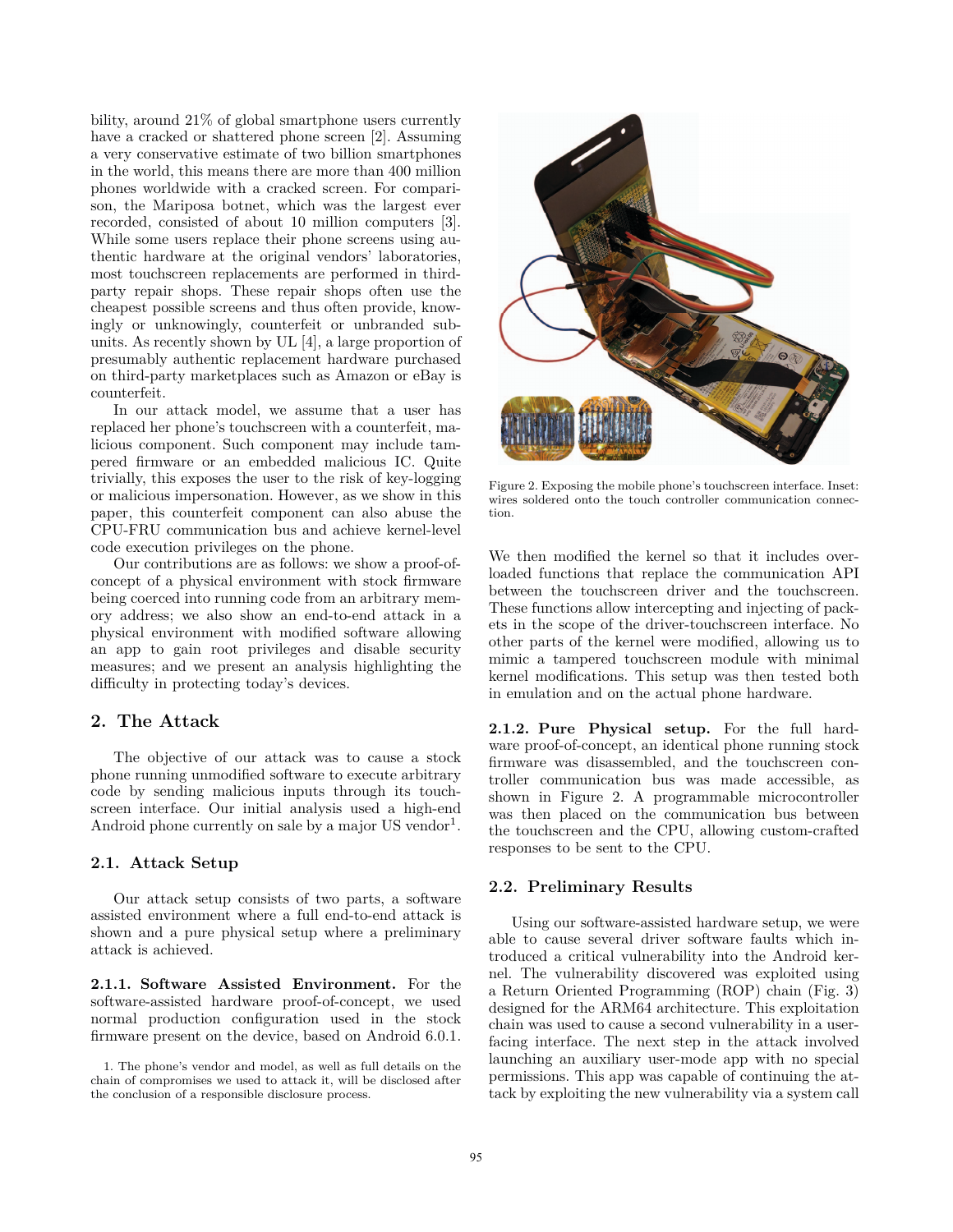bility, around 21% of global smartphone users currently have a cracked or shattered phone screen [2]. Assuming a very conservative estimate of two billion smartphones in the world, this means there are more than 400 million phones worldwide with a cracked screen. For comparison, the Mariposa botnet, which was the largest ever recorded, consisted of about 10 million computers [3]. While some users replace their phone screens using authentic hardware at the original vendors' laboratories, most touchscreen replacements are performed in third-party repair shops. These repair shops often use the cheapest possible screens and thus often provide, knowingly or unknowingly, counterfeit or unbranded subunits. As recently shown by UL [4], a large proportion of presumably authentic replacement hardware purchased on third-party marketplaces such as Amazon or eBay is counterfeit.

In our attack model, we assume that a user has replaced her phone's touchscreen with a counterfeit, malicious component. Such component may include tampered firmware or an embedded malicious IC. Quite trivially, this exposes the user to the risk of key-logging or malicious impersonation. However, as we show in this paper, this counterfeit component can also abuse the CPU-FRU communication bus and achieve kernel-level code execution privileges on the phone.

Our contributions are as follows: we show a proof-of-concept of a physical environment with stock firmware being coerced into running code from an arbitrary memory address; we also show an end-to-end attack in a physical environment with modified software allowing an app to gain root privileges and disable security measures; and we present an analysis highlighting the difficulty in protecting today's devices.

## 2. The Attack

The objective of our attack was to cause a stock phone running unmodified software to execute arbitrary code by sending malicious inputs through its touchscreen interface. Our initial analysis used a high-end Android phone currently on sale by a major US vendor[1].

### 2.1. Attack Setup

Our attack setup consists of two parts, a software assisted environment where a full end-to-end attack is shown and a pure physical setup where a preliminary attack is achieved.

**2.1.1. Software Assisted Environment.** For the software-assisted hardware proof-of-concept, we used normal production configuration used in the stock firmware present on the device, based on Android 6.0.1.

1. The phone's vendor and model, as well as full details on the chain of compromises we used to attack it, will be disclosed after the conclusion of a responsible disclosure process.

Figure 2. Exposing the mobile phone's touchscreen interface. Inset: wires soldered onto the touch controller communication connection.

We then modified the kernel so that it includes overloaded functions that replace the communication API between the touchscreen driver and the touchscreen. These functions allow intercepting and injecting of packets in the scope of the driver-touchscreen interface. No other parts of the kernel were modified, allowing us to mimic a tampered touchscreen module with minimal kernel modifications. This setup was then tested both in emulation and on the actual phone hardware.

**2.1.2. Pure Physical setup.** For the full hardware proof-of-concept, an identical phone running stock firmware was disassembled, and the touchscreen controller communication bus was made accessible, as shown in Figure 2. A programmable microcontroller was then placed on the communication bus between the touchscreen and the CPU, allowing custom-crafted responses to be sent to the CPU.

### 2.2. Preliminary Results

Using our software-assisted hardware setup, we were able to cause several driver software faults which introduced a critical vulnerability into the Android kernel. The vulnerability discovered was exploited using a Return Oriented Programming (ROP) chain (Fig. 3) designed for the ARM64 architecture. This exploitation chain was used to cause a second vulnerability in a user-facing interface. The next step in the attack involved launching an auxiliary user-mode app with no special permissions. This app was capable of continuing the attack by exploiting the new vulnerability via a system call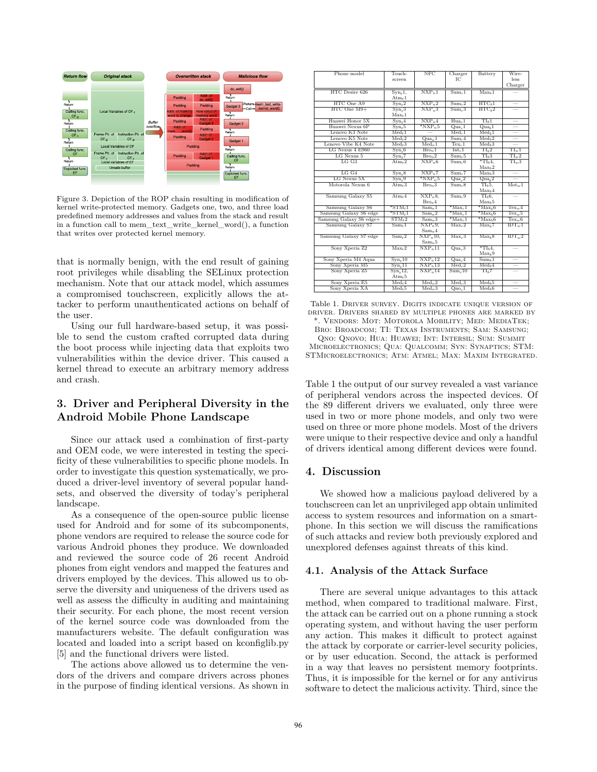Figure 3. Depiction of the ROP chain resulting in modification of kernel write-protected memory. Gadgets one, two, and three load predefined memory addresses and values from the stack and result in a function call to mem_text_write_kernel_word(), a function that writes over protected kernel memory.

that is normally benign, with the end result of gaining root privileges while disabling the SELinux protection mechanism. Note that our attack model, which assumes a compromised touchscreen, explicitly allows the attacker to perform unauthenticated actions on behalf of the user.

Using our full hardware-based setup, it was possible to send the custom crafted corrupted data during the boot process while injecting data that exploits two vulnerabilities within the device driver. This caused a kernel thread to execute an arbitrary memory address and crash.

## 3. Driver and Peripheral Diversity in the Android Mobile Phone Landscape

Since our attack used a combination of first-party and OEM code, we were interested in testing the specificity of these vulnerabilities to specific phone models. In order to investigate this question systematically, we produced a driver-level inventory of several popular handsets, and observed the diversity of today's peripheral landscape.

As a consequence of the open-source public license used for Android and for some of its subcomponents, phone vendors are required to release the source code for various Android phones they produce. We downloaded and reviewed the source code of 26 recent Android phones from eight vendors and mapped the features and drivers employed by the devices. This allowed us to observe the diversity and uniqueness of the drivers used as well as assess the difficulty in auditing and maintaining their security. For each phone, the most recent version of the kernel source code was downloaded from the manufacturers website. The default configuration was located and loaded into a script based on kconfiglib.py [5] and the functional drivers were listed.

The actions above allowed us to determine the vendors of the drivers and compare drivers across phones in the purpose of finding identical versions. As shown in Table 1 the output of our survey revealed a vast variance of peripheral vendors across the inspected devices. Of the 89 different drivers we evaluated, only three were used in two or more phone models, and only two were used on three or more phone models. Most of the drivers were unique to their respective device and only a handful of drivers identical among different devices were found.

| Phone model | Touch-screen | NFC | Charger IC | Battery | Wire-less Charger |
|---|---|---|---|---|---|
| HTC Desire 626 | $Syn_t1$, $Atm_t1$ | $NXP_n1$ | $Sum_c1$ | $Max_b1$ | — |
| HTC One A9 | $Syn_t2$ | $NXP_n2$ | $Sum_c2$ | $HTC_b1$ | — |
| HTC One M9+ | $Syn_t3$, $Max_t1$ | $NXP_n3$ | $Sum_c3$ | $HTC_b2$ | — |
| Huawei Honor 5X | $Syn_t4$ | $NXP_n4$ | $Hua_c1$ | $TI_b1$ | — |
| Huawei Nexus 6P | $Syn_t5$ | *$NXP_n5$ | $Qua_c1$ | $Qua_b1$ | — |
| Lenovo K3 Note | $Med_t1$ | — | $Med_c1$ | $Med_b1$ | — |
| Lenovo K5 Note | $Med_t2$ | $Qua_n1$ | $Sum_c4$ | $Med_b2$ | — |
| Lenovo Vibe K4 Note | $Med_t3$ | $Med_n1$ | $Tex_c1$ | $Med_b3$ | — |
| LG Nexus 4 E960 | $Syn_t6$ | $Bro_n1$ | $Int_c1$ | $TI_b2$ | $TI_w1$ |
| LG Nexus 5 | $Syn_t7$ | $Bro_n2$ | $Sum_c5$ | $TI_b3$ | $TI_w2$ |
| LG G3 | $Atm_t2$ | $NXP_n6$ | $Sum_c6$ | *$TI_b4$, $Max_b2$ | $TI_w3$ |
| LG G4 | $Syn_t8$ | $NXP_n7$ | $Sum_c7$ | $Max_b3$ | — |
| LG Nexus 5X | $Syn_t9$ | *$NXP_n5$ | $Qua_c2$ | $Qua_b2$ | — |
| Motorola Nexus 6 | $Atm_t3$ | $Bro_n3$ | $Sum_c8$ | $TI_b5$, $Max_b4$ | $Mot_w1$ |
| Samsung Galaxy S5 | $Atm_t4$ | $NXP_n8$, $Bro_n4$ | $Sum_c9$ | $TI_b6$, $Max_b5$ | — |
| Samsung Galaxy S6 | *$STM_t1$ | $Sam_n1$ | *$Max_c1$ | *$Max_b6$ | $Tex_w4$ |
| Samsung Galaxy S6 edge | *$STM_t1$ | $Sam_n2$ | *$Max_c1$ | *$Max_b6$ | $Tex_w5$ |
| Samsung Galaxy S6 edge+ | $STM_t2$ | $Sam_n3$ | *$Max_c1$ | *$Max_b6$ | $Tex_w6$ |
| Samsung Galaxy S7 | $Sam_t1$ | $NXP_n9$, $Sam_n4$ | $Max_c2$ | $Max_b7$ | $IDT_w1$ |
| Samsung Galaxy S7 edge | $Sam_t2$ | $NXP_n10$, $Sam_n5$ | $Max_c3$ | $Max_b8$ | $IDT_w2$ |
| Sony Xperia Z2 | $Max_t2$ | $NXP_n11$ | $Qua_c3$ | *$TI_b4$, $Max_b9$ | — |
| Sony Xperia M4 Aqua | $Syn_t10$ | $NXP_n12$ | $Qua_c4$ | $Sum_b1$ | — |
| Sony Xperia M5 | $Syn_t11$ | $NXP_n13$ | $Med_c2$ | $Med_b4$ | — |
| Sony Xperia Z5 | $Syn_t12$, $Atm_t5$ | $NXP_n14$ | $Sum_c10$ | $TI_b7$ | — |
| Sony Xperia E5 | $Med_t4$ | $Med_n2$ | $Med_c3$ | $Med_b5$ | — |
| Sony Xperia XA | $Med_t5$ | $Med_n3$ | $Qno_c1$ | $Med_b6$ | — |

Table 1. Driver survey. Digits indicate unique version of driver. Drivers shared by multiple phones are marked by *. Vendors: Mot: Motorola Mobility; Med: MediaTek; TI: Texas Instruments; Sam: Samsung; Bro: Broadcom; TI: Texas Instruments; Sam: Samsung; Qno: Qnovo; Hua: Huawei; Int: Intersil; Sum: Summit Microelectronics; Qua: Qualcomm; Syn: Synaptics; STM: STMicroelectronics; Atm: Atmel; Max: Maxim Integrated.

## 4. Discussion

We showed how a malicious payload delivered by a touchscreen can let an unprivileged app obtain unlimited access to system resources and information on a smartphone. In this section we will discuss the ramifications of such attacks and review both previously explored and unexplored defenses against threats of this kind.

### 4.1. Analysis of the Attack Surface

There are several unique advantages to this attack method, when compared to traditional malware. First, the attack can be carried out on a phone running a stock operating system, and without having the user perform any action. This makes it difficult to protect against the attack by corporate or carrier-level security policies, or by user education. Second, the attack is performed in a way that leaves no persistent memory footprints. Thus, it is impossible for the kernel or for any antivirus software to detect the malicious activity. Third, since the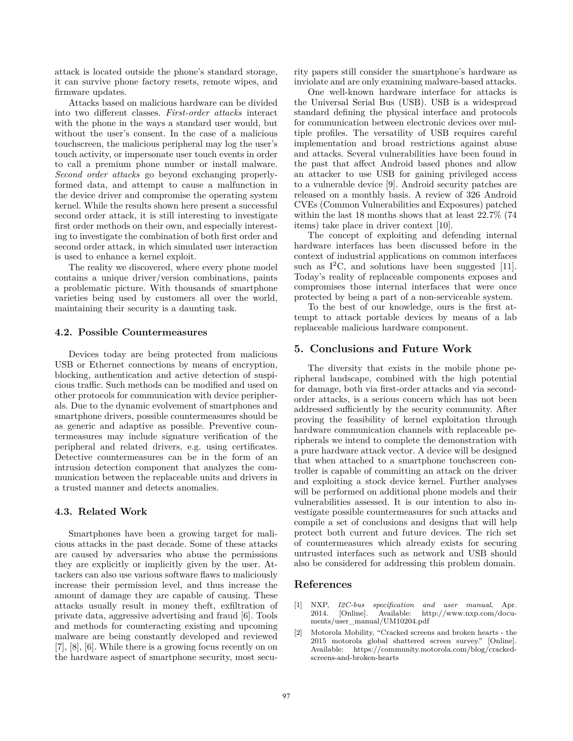attack is located outside the phone's standard storage, it can survive phone factory resets, remote wipes, and firmware updates.

Attacks based on malicious hardware can be divided into two different classes. *First-order attacks* interact with the phone in the ways a standard user would, but without the user's consent. In the case of a malicious touchscreen, the malicious peripheral may log the user's touch activity, or impersonate user touch events in order to call a premium phone number or install malware. *Second order attacks* go beyond exchanging properly-formed data, and attempt to cause a malfunction in the device driver and compromise the operating system kernel. While the results shown here present a successful second order attack, it is still interesting to investigate first order methods on their own, and especially interesting to investigate the combination of both first order and second order attack, in which simulated user interaction is used to enhance a kernel exploit.

The reality we discovered, where every phone model contains a unique driver/version combinations, paints a problematic picture. With thousands of smartphone varieties being used by customers all over the world, maintaining their security is a daunting task.

### 4.2. Possible Countermeasures

Devices today are being protected from malicious USB or Ethernet connections by means of encryption, blocking, authentication and active detection of suspicious traffic. Such methods can be modified and used on other protocols for communication with device peripherals. Due to the dynamic evolvement of smartphones and smartphone drivers, possible countermeasures should be as generic and adaptive as possible. Preventive countermeasures may include signature verification of the peripheral and related drivers, e.g. using certificates. Detective countermeasures can be in the form of an intrusion detection component that analyzes the communication between the replaceable units and drivers in a trusted manner and detects anomalies.

### 4.3. Related Work

Smartphones have been a growing target for malicious attacks in the past decade. Some of these attacks are caused by adversaries who abuse the permissions they are explicitly or implicitly given by the user. Attackers can also use various software flaws to maliciously increase their permission level, and thus increase the amount of damage they are capable of causing. These attacks usually result in money theft, exfiltration of private data, aggressive advertising and fraud [6]. Tools and methods for counteracting existing and upcoming malware are being constantly developed and reviewed [7], [8], [6]. While there is a growing focus recently on on the hardware aspect of smartphone security, most security papers still consider the smartphone's hardware as inviolate and are only examining malware-based attacks.

One well-known hardware interface for attacks is the Universal Serial Bus (USB). USB is a widespread standard defining the physical interface and protocols for communication between electronic devices over multiple profiles. The versatility of USB requires careful implementation and broad restrictions against abuse and attacks. Several vulnerabilities have been found in the past that affect Android based phones and allow an attacker to use USB for gaining privileged access to a vulnerable device [9]. Android security patches are released on a monthly basis. A review of 326 Android CVEs (Common Vulnerabilities and Exposures) patched within the last 18 months shows that at least 22.7% (74 items) take place in driver context [10].

The concept of exploiting and defending internal hardware interfaces has been discussed before in the context of industrial applications on common interfaces such as $I^2C$, and solutions have been suggested [11]. Today's reality of replaceable components exposes and compromises those internal interfaces that were once protected by being a part of a non-serviceable system.

To the best of our knowledge, ours is the first attempt to attack portable devices by means of a lab replaceable malicious hardware component.

## 5. Conclusions and Future Work

The diversity that exists in the mobile phone peripheral landscape, combined with the high potential for damage, both via first-order attacks and via second-order attacks, is a serious concern which has not been addressed sufficiently by the security community. After proving the feasibility of kernel exploitation through hardware communication channels with replaceable peripherals we intend to complete the demonstration with a pure hardware attack vector. A device will be designed that when attached to a smartphone touchscreen controller is capable of committing an attack on the driver and exploiting a stock device kernel. Further analyses will be performed on additional phone models and their vulnerabilities assessed. It is our intention to also investigate possible countermeasures for such attacks and compile a set of conclusions and designs that will help protect both current and future devices. The rich set of countermeasures which already exists for securing untrusted interfaces such as network and USB should also be considered for addressing this problem domain.

## References

[1] NXP, *I2C-bus specification and user manual*, Apr. 2014. [Online]. Available: http://www.nxp.com/documents/user_manual/UM10204.pdf

[2] Motorola Mobility, "Cracked screens and broken hearts - the 2015 motorola global shattered screen survey." [Online]. Available: https://community.motorola.com/blog/cracked-screens-and-broken-hearts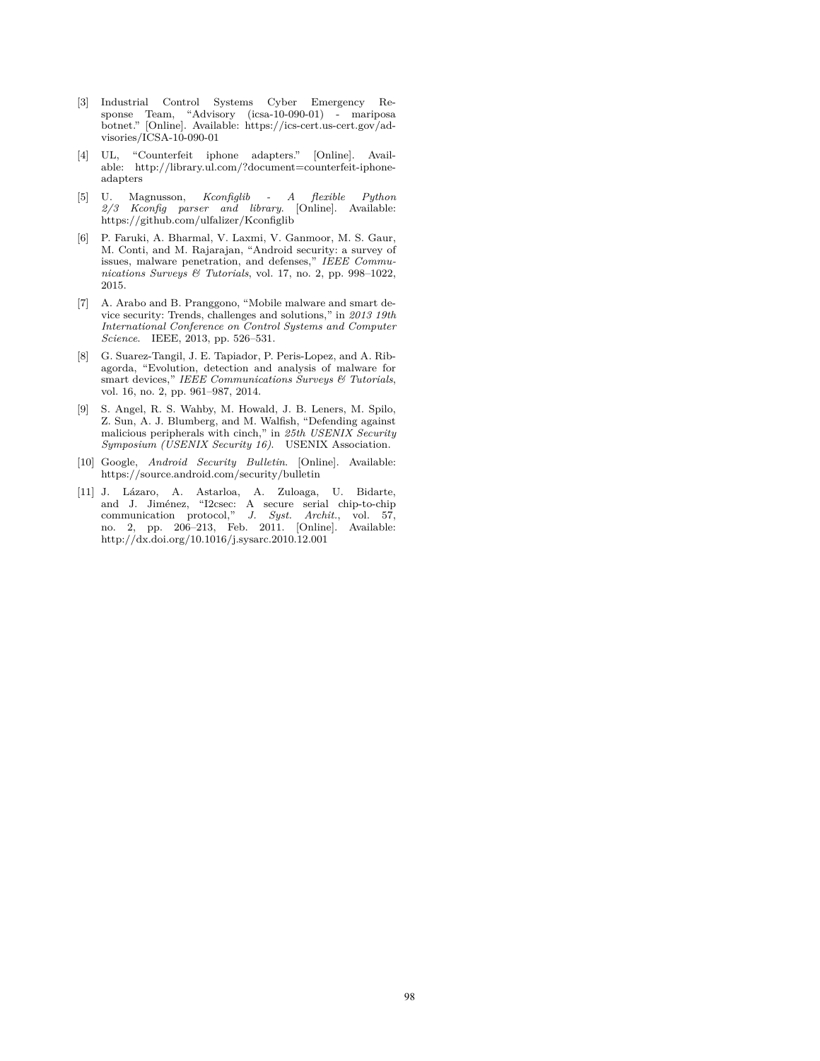[3] Industrial Control Systems Cyber Emergency Response Team, "Advisory (icsa-10-090-01) - mariposa botnet." [Online]. Available: https://ics-cert.us-cert.gov/advisories/ICSA-10-090-01

[4] UL, "Counterfeit iphone adapters." [Online]. Available: http://library.ul.com/?document=counterfeit-iphone-adapters

[5] U. Magnusson, *Kconfiglib - A flexible Python 2/3 Kconfig parser and library*. [Online]. Available: https://github.com/ulfalizer/Kconfiglib

[6] P. Faruki, A. Bharmal, V. Laxmi, V. Ganmoor, M. S. Gaur, M. Conti, and M. Rajarajan, "Android security: a survey of issues, malware penetration, and defenses," *IEEE Communications Surveys & Tutorials*, vol. 17, no. 2, pp. 998–1022, 2015.

[7] A. Arabo and B. Pranggono, "Mobile malware and smart device security: Trends, challenges and solutions," in *2013 19th International Conference on Control Systems and Computer Science*. IEEE, 2013, pp. 526–531.

[8] G. Suarez-Tangil, J. E. Tapiador, P. Peris-Lopez, and A. Ribagorda, "Evolution, detection and analysis of malware for smart devices," *IEEE Communications Surveys & Tutorials*, vol. 16, no. 2, pp. 961–987, 2014.

[9] S. Angel, R. S. Wahby, M. Howald, J. B. Leners, M. Spilo, Z. Sun, A. J. Blumberg, and M. Walfish, "Defending against malicious peripherals with cinch," in *25th USENIX Security Symposium (USENIX Security 16)*. USENIX Association.

[10] Google, *Android Security Bulletin*. [Online]. Available: https://source.android.com/security/bulletin

[11] J. Lázaro, A. Astarloa, A. Zuloaga, U. Bidarte, and J. Jiménez, "I2csec: A secure serial chip-to-chip communication protocol," *J. Syst. Archit.*, vol. 57, no. 2, pp. 206–213, Feb. 2011. [Online]. Available: http://dx.doi.org/10.1016/j.sysarc.2010.12.001